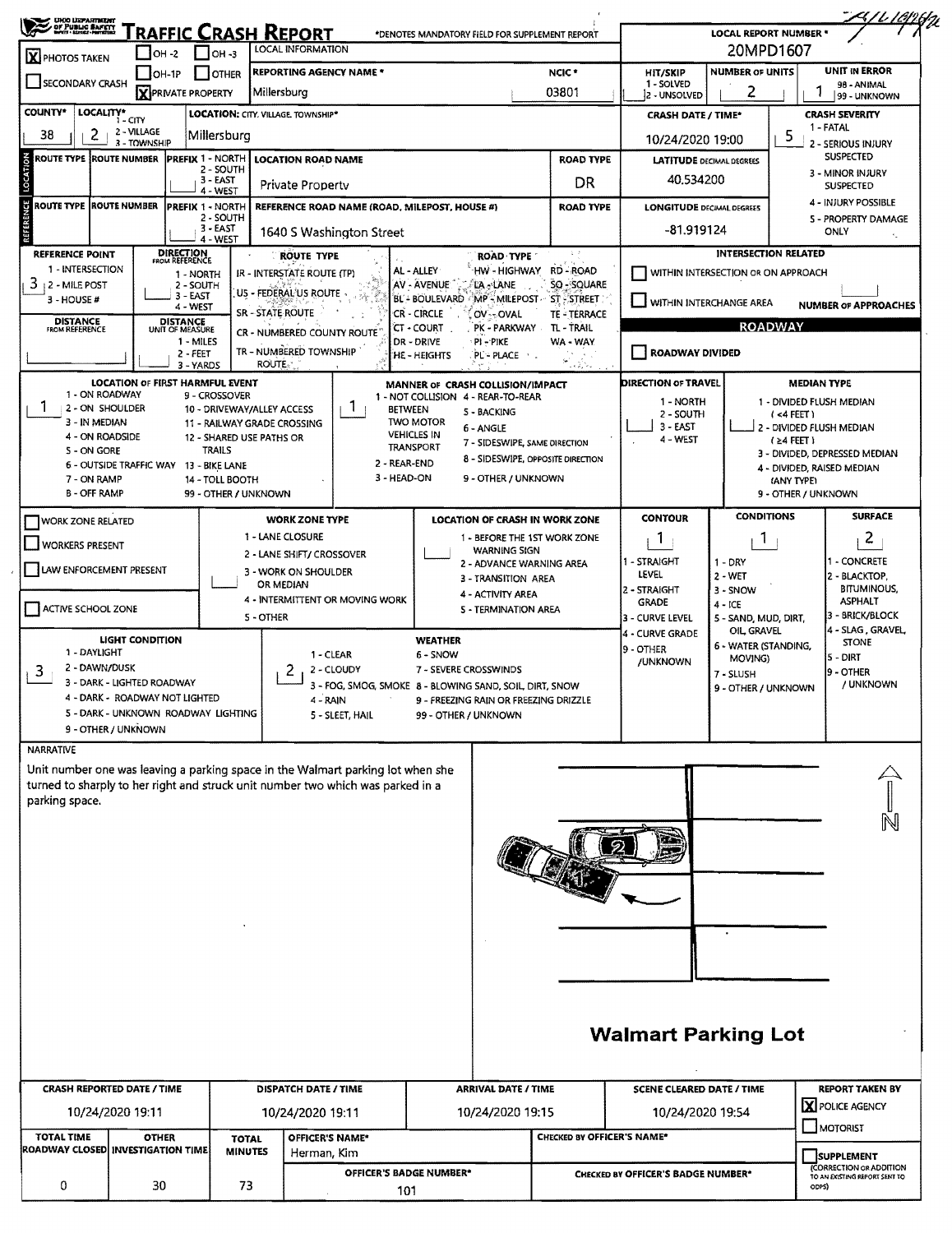# TRAFFIC CRASH REPORT

*DENOTES MANDATORY FIELD FOR SUPPLEMENT REPORT

LOCAL REPORT NUMBER *: 20MPD1607

| Field | Value |
| --- | --- |
| PHOTOS TAKEN | X |
| SECONDARY CRASH | |
| OH-2 / OH-3 / OH-1P / OTHER | |
| PRIVATE PROPERTY | X |
| LOCAL INFORMATION | |
| REPORTING AGENCY NAME * | Millersburg |
| NCIC * | 03801 |
| HIT/SKIP (1 - SOLVED, 2 - UNSOLVED) | |
| NUMBER OF UNITS | 2 |
| UNIT IN ERROR (98 - ANIMAL, 99 - UNKNOWN) | 1 |
| COUNTY* | 38 |
| LOCALITY* (1 - CITY, 2 - VILLAGE, 3 - TOWNSHIP) | 2 |
| LOCATION: CITY, VILLAGE, TOWNSHIP* | Millersburg |
| CRASH DATE / TIME* | 10/24/2020 19:00 |
| CRASH SEVERITY (1 - FATAL, 2 - SERIOUS INJURY SUSPECTED, 3 - MINOR INJURY SUSPECTED, 4 - INJURY POSSIBLE, 5 - PROPERTY DAMAGE ONLY) | 5 |

## Location

| ROUTE TYPE | ROUTE NUMBER | PREFIX (1 - NORTH, 2 - SOUTH, 3 - EAST, 4 - WEST) | LOCATION ROAD NAME | ROAD TYPE | LATITUDE DECIMAL DEGREES |
| --- | --- | --- | --- | --- | --- |
| | | | Private Property | DR | 40.534200 |

## Reference

| ROUTE TYPE | ROUTE NUMBER | PREFIX (1 - NORTH, 2 - SOUTH, 3 - EAST, 4 - WEST) | REFERENCE ROAD NAME (ROAD, MILEPOST, HOUSE #) | ROAD TYPE | LONGITUDE DECIMAL DEGREES |
| --- | --- | --- | --- | --- | --- |
| | | | 1640 S Washington Street | | -81.919124 |

| Field | Value |
| --- | --- |
| REFERENCE POINT (1 - INTERSECTION, 2 - MILE POST, 3 - HOUSE #) | 3 |
| DIRECTION FROM REFERENCE (1 - NORTH, 2 - SOUTH, 3 - EAST, 4 - WEST) | |
| DISTANCE FROM REFERENCE | |
| DISTANCE UNIT OF MEASURE (1 - MILES, 2 - FEET, 3 - YARDS) | |

ROUTE TYPE: IR - INTERSTATE ROUTE (TP); US - FEDERAL US ROUTE; SR - STATE ROUTE; CR - NUMBERED COUNTY ROUTE; TR - NUMBERED TOWNSHIP ROUTE

ROAD TYPE: AL - ALLEY; AV - AVENUE; BL - BOULEVARD; CR - CIRCLE; CT - COURT; DR - DRIVE; HE - HEIGHTS; HW - HIGHWAY; LA - LANE; MP - MILEPOST; OV - OVAL; PK - PARKWAY; PI - PIKE; PL - PLACE; RD - ROAD; SQ - SQUARE; ST - STREET; TE - TERRACE; TL - TRAIL; WA - WAY

## Intersection Related

- WITHIN INTERSECTION OR ON APPROACH: ☐
- WITHIN INTERCHANGE AREA: ☐
- NUMBER OF APPROACHES: 

## Roadway

- ROADWAY DIVIDED: ☐

| Field | Value |
| --- | --- |
| LOCATION OF FIRST HARMFUL EVENT (1 - ON ROADWAY, 2 - ON SHOULDER, 3 - IN MEDIAN, 4 - ON ROADSIDE, 5 - ON GORE, 6 - OUTSIDE TRAFFIC WAY, 7 - ON RAMP, 8 - OFF RAMP, 9 - CROSSOVER, 10 - DRIVEWAY/ALLEY ACCESS, 11 - RAILWAY GRADE CROSSING, 12 - SHARED USE PATHS OR TRAILS, 13 - BIKE LANE, 14 - TOLL BOOTH, 99 - OTHER / UNKNOWN) | 1 |
| MANNER OF CRASH COLLISION/IMPACT (1 - NOT COLLISION BETWEEN TWO MOTOR VEHICLES IN TRANSPORT, 2 - REAR-END, 3 - HEAD-ON, 4 - REAR-TO-REAR, 5 - BACKING, 6 - ANGLE, 7 - SIDESWIPE, SAME DIRECTION, 8 - SIDESWIPE, OPPOSITE DIRECTION, 9 - OTHER / UNKNOWN) | 1 |
| DIRECTION OF TRAVEL (1 - NORTH, 2 - SOUTH, 3 - EAST, 4 - WEST) | |
| MEDIAN TYPE (1 - DIVIDED FLUSH MEDIAN (<4 FEET), 2 - DIVIDED FLUSH MEDIAN (≥4 FEET), 3 - DIVIDED, DEPRESSED MEDIAN, 4 - DIVIDED, RAISED MEDIAN (ANY TYPE), 9 - OTHER / UNKNOWN) | |

## Work Zone

- WORK ZONE RELATED: ☐
- WORKERS PRESENT: ☐
- LAW ENFORCEMENT PRESENT: ☐
- ACTIVE SCHOOL ZONE: ☐

| Field | Value |
| --- | --- |
| WORK ZONE TYPE (1 - LANE CLOSURE, 2 - LANE SHIFT/ CROSSOVER, 3 - WORK ON SHOULDER OR MEDIAN, 4 - INTERMITTENT OR MOVING WORK, 5 - OTHER) | |
| LOCATION OF CRASH IN WORK ZONE (1 - BEFORE THE 1ST WORK ZONE WARNING SIGN, 2 - ADVANCE WARNING AREA, 3 - TRANSITION AREA, 4 - ACTIVITY AREA, 5 - TERMINATION AREA) | |
| CONTOUR (1 - STRAIGHT LEVEL, 2 - STRAIGHT GRADE, 3 - CURVE LEVEL, 4 - CURVE GRADE, 9 - OTHER /UNKNOWN) | 1 |
| CONDITIONS (1 - DRY, 2 - WET, 3 - SNOW, 4 - ICE, 5 - SAND, MUD, DIRT, OIL, GRAVEL, 6 - WATER (STANDING, MOVING), 7 - SLUSH, 9 - OTHER / UNKNOWN) | 1 |
| SURFACE (1 - CONCRETE, 2 - BLACKTOP, BITUMINOUS, ASPHALT, 3 - BRICK/BLOCK, 4 - SLAG, GRAVEL, STONE, 5 - DIRT, 9 - OTHER / UNKNOWN) | 2 |
| LIGHT CONDITION (1 - DAYLIGHT, 2 - DAWN/DUSK, 3 - DARK - LIGHTED ROADWAY, 4 - DARK - ROADWAY NOT LIGHTED, 5 - DARK - UNKNOWN ROADWAY LIGHTING, 9 - OTHER / UNKNOWN) | 3 |
| WEATHER (1 - CLEAR, 2 - CLOUDY, 3 - FOG, SMOG, SMOKE, 4 - RAIN, 5 - SLEET, HAIL, 6 - SNOW, 7 - SEVERE CROSSWINDS, 8 - BLOWING SAND, SOIL, DIRT, SNOW, 9 - FREEZING RAIN OR FREEZING DRIZZLE, 99 - OTHER / UNKNOWN) | 2 |

## Narrative

Unit number one was leaving a parking space in the Walmart parking lot when she turned to sharply to her right and struck unit number two which was parked in a parking space.

Walmart Parking Lot

## Times

| CRASH REPORTED DATE / TIME | DISPATCH DATE / TIME | ARRIVAL DATE / TIME | SCENE CLEARED DATE / TIME | REPORT TAKEN BY |
| --- | --- | --- | --- | --- |
| 10/24/2020 19:11 | 10/24/2020 19:11 | 10/24/2020 19:15 | 10/24/2020 19:54 | X POLICE AGENCY ☐ MOTORIST |

| TOTAL TIME ROADWAY CLOSED | OTHER INVESTIGATION TIME | TOTAL MINUTES | OFFICER'S NAME* | OFFICER'S BADGE NUMBER* | CHECKED BY OFFICER'S NAME* | CHECKED BY OFFICER'S BADGE NUMBER* | SUPPLEMENT (CORRECTION OR ADDITION TO AN EXISTING REPORT SENT TO ODPS) |
| --- | --- | --- | --- | --- | --- | --- | --- |
| 0 | 30 | 73 | Herman, Kim | 101 | | | ☐ |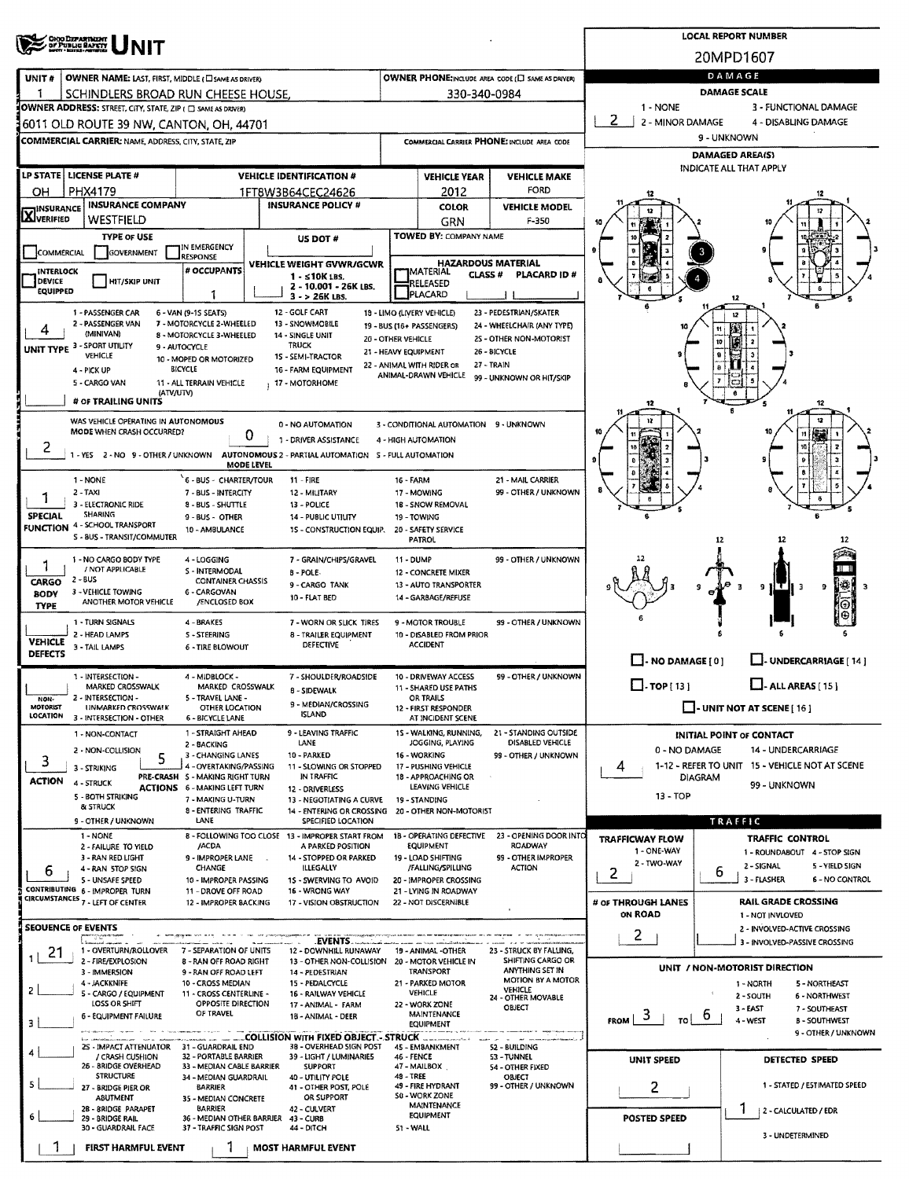# UNIT

**LOCAL REPORT NUMBER:** 20MPD1607

| UNIT # | OWNER NAME: LAST, FIRST, MIDDLE (☐ SAME AS DRIVER) | OWNER PHONE: INCLUDE AREA CODE (☐ SAME AS DRIVER) |
|---|---|---|
| 1 | SCHINDLERS BROAD RUN CHEESE HOUSE, | 330-340-0984 |

**OWNER ADDRESS:** STREET, CITY, STATE, ZIP (☐ SAME AS DRIVER)
6011 OLD ROUTE 39 NW, CANTON, OH, 44701

**COMMERCIAL CARRIER:** NAME, ADDRESS, CITY, STATE, ZIP

**COMMERCIAL CARRIER PHONE:** INCLUDE AREA CODE

| LP STATE | LICENSE PLATE # | VEHICLE IDENTIFICATION # | VEHICLE YEAR | VEHICLE MAKE |
|---|---|---|---|---|
| OH | PHX4179 | 1FT8W3B64CEC24626 | 2012 | FORD |

| INSURANCE | INSURANCE COMPANY | INSURANCE POLICY # | COLOR | VEHICLE MODEL |
|---|---|---|---|---|
| ☒ VERIFIED | WESTFIELD | | GRN | F-350 |

**TYPE OF USE:** ☐ COMMERCIAL ☐ GOVERNMENT ☐ IN EMERGENCY RESPONSE

**US DOT #:**

**TOWED BY:** COMPANY NAME

☐ INTERLOCK DEVICE EQUIPPED ☐ HIT/SKIP UNIT

**# OCCUPANTS:** 1

**VEHICLE WEIGHT GVWR/GCWR:** 1 - ≤10K LBS. 2 - 10.001 - 26K LBS. 3 - > 26K LBS.

**HAZARDOUS MATERIAL:** ☐ MATERIAL CLASS # ☐ RELEASED ☐ PLACARD — PLACARD ID #

**UNIT TYPE:** 4
1 - PASSENGER CAR, 2 - PASSENGER VAN (MINIVAN), 3 - SPORT UTILITY VEHICLE, 4 - PICK UP, 5 - CARGO VAN, 6 - VAN (9-15 SEATS), 7 - MOTORCYCLE 2-WHEELED, 8 - MOTORCYCLE 3-WHEELED, 9 - AUTOCYCLE, 10 - MOPED OR MOTORIZED BICYCLE, 11 - ALL TERRAIN VEHICLE (ATV/UTV), 12 - GOLF CART, 13 - SNOWMOBILE, 14 - SINGLE UNIT TRUCK, 15 - SEMI-TRACTOR, 16 - FARM EQUIPMENT, 17 - MOTORHOME, 18 - LIMO (LIVERY VEHICLE), 19 - BUS (16+ PASSENGERS), 20 - OTHER VEHICLE, 21 - HEAVY EQUIPMENT, 22 - ANIMAL WITH RIDER OR ANIMAL-DRAWN VEHICLE, 23 - PEDESTRIAN/SKATER, 24 - WHEELCHAIR (ANY TYPE), 25 - OTHER NON-MOTORIST, 26 - BICYCLE, 27 - TRAIN, 99 - UNKNOWN OR HIT/SKIP

**# OF TRAILING UNITS:**

**WAS VEHICLE OPERATING IN AUTONOMOUS MODE WHEN CRASH OCCURRED?** 2
1 - YES 2 - NO 9 - OTHER / UNKNOWN

**AUTONOMOUS MODE LEVEL:** 0
0 - NO AUTOMATION, 1 - DRIVER ASSISTANCE, 2 - PARTIAL AUTOMATION, 3 - CONDITIONAL AUTOMATION, 4 - HIGH AUTOMATION, 5 - FULL AUTOMATION, 9 - UNKNOWN

**SPECIAL FUNCTION:** 1
1 - NONE, 2 - TAXI, 3 - ELECTRONIC RIDE SHARING, 4 - SCHOOL TRANSPORT, 5 - BUS - TRANSIT/COMMUTER, 6 - BUS - CHARTER/TOUR, 7 - BUS - INTERCITY, 8 - BUS - SHUTTLE, 9 - BUS - OTHER, 10 - AMBULANCE, 11 - FIRE, 12 - MILITARY, 13 - POLICE, 14 - PUBLIC UTILITY, 15 - CONSTRUCTION EQUIP., 16 - FARM, 17 - MOWING, 18 - SNOW REMOVAL, 19 - TOWING, 20 - SAFETY SERVICE PATROL, 21 - MAIL CARRIER, 99 - OTHER / UNKNOWN

**CARGO BODY TYPE:** 1
1 - NO CARGO BODY TYPE / NOT APPLICABLE, 2 - BUS, 3 - VEHICLE TOWING ANOTHER MOTOR VEHICLE, 4 - LOGGING, 5 - INTERMODAL CONTAINER CHASSIS, 6 - CARGOVAN /ENCLOSED BOX, 7 - GRAIN/CHIPS/GRAVEL, 8 - POLE, 9 - CARGO TANK, 10 - FLAT BED, 11 - DUMP, 12 - CONCRETE MIXER, 13 - AUTO TRANSPORTER, 14 - GARBAGE/REFUSE, 99 - OTHER / UNKNOWN

**VEHICLE DEFECTS:**
1 - TURN SIGNALS, 2 - HEAD LAMPS, 3 - TAIL LAMPS, 4 - BRAKES, 5 - STEERING, 6 - TIRE BLOWOUT, 7 - WORN OR SLICK TIRES, 8 - TRAILER EQUIPMENT DEFECTIVE, 9 - MOTOR TROUBLE, 10 - DISABLED FROM PRIOR ACCIDENT, 99 - OTHER / UNKNOWN

**NON-MOTORIST LOCATION:**
1 - INTERSECTION - MARKED CROSSWALK, 2 - INTERSECTION - UNMARKED CROSSWALK, 3 - INTERSECTION - OTHER, 4 - MIDBLOCK - MARKED CROSSWALK, 5 - TRAVEL LANE - OTHER LOCATION, 6 - BICYCLE LANE, 7 - SHOULDER/ROADSIDE, 8 - SIDEWALK, 9 - MEDIAN/CROSSING ISLAND, 10 - DRIVEWAY ACCESS, 11 - SHARED USE PATHS OR TRAILS, 12 - FIRST RESPONDER AT INCIDENT SCENE, 99 - OTHER / UNKNOWN

**ACTION:** 3
1 - NON-CONTACT, 2 - NON-COLLISION, 3 - STRIKING, 4 - STRUCK, 5 - BOTH STRIKING & STRUCK, 9 - OTHER / UNKNOWN

**PRE-CRASH ACTIONS:** 5
1 - STRAIGHT AHEAD, 2 - BACKING, 3 - CHANGING LANES, 4 - OVERTAKING/PASSING, 5 - MAKING RIGHT TURN, 6 - MAKING LEFT TURN, 7 - MAKING U-TURN, 8 - ENTERING TRAFFIC LANE, 9 - LEAVING TRAFFIC LANE, 10 - PARKED, 11 - SLOWING OR STOPPED IN TRAFFIC, 12 - DRIVERLESS, 13 - NEGOTIATING A CURVE, 14 - ENTERING OR CROSSING SPECIFIED LOCATION, 15 - WALKING, RUNNING, JOGGING, PLAYING, 16 - WORKING, 17 - PUSHING VEHICLE, 18 - APPROACHING OR LEAVING VEHICLE, 19 - STANDING, 20 - OTHER NON-MOTORIST, 21 - STANDING OUTSIDE DISABLED VEHICLE, 99 - OTHER / UNKNOWN

**CONTRIBUTING CIRCUMSTANCES:** 6
1 - NONE, 2 - FAILURE TO YIELD, 3 - RAN RED LIGHT, 4 - RAN STOP SIGN, 5 - UNSAFE SPEED, 6 - IMPROPER TURN, 7 - LEFT OF CENTER, 8 - FOLLOWING TOO CLOSE /ACDA, 9 - IMPROPER LANE CHANGE, 10 - IMPROPER PASSING, 11 - DROVE OFF ROAD, 12 - IMPROPER BACKING, 13 - IMPROPER START FROM A PARKED POSITION, 14 - STOPPED OR PARKED ILLEGALLY, 15 - SWERVING TO AVOID, 16 - WRONG WAY, 17 - VISION OBSTRUCTION, 18 - OPERATING DEFECTIVE EQUIPMENT, 19 - LOAD SHIFTING /FALLING/SPILLING, 20 - IMPROPER CROSSING, 21 - LYING IN ROADWAY, 22 - NOT DISCERNIBLE, 23 - OPENING DOOR INTO ROADWAY, 99 - OTHER IMPROPER ACTION

**SEQUENCE OF EVENTS**

| # | Event |
|---|---|
| 1 | 21 |
| 2 | |
| 3 | |
| 4 | |
| 5 | |
| 6 | |

**EVENTS:** 1 - OVERTURN/ROLLOVER, 2 - FIRE/EXPLOSION, 3 - IMMERSION, 4 - JACKKNIFE, 5 - CARGO / EQUIPMENT LOSS OR SHIFT, 6 - EQUIPMENT FAILURE, 7 - SEPARATION OF UNITS, 8 - RAN OFF ROAD RIGHT, 9 - RAN OFF ROAD LEFT, 10 - CROSS MEDIAN, 11 - CROSS CENTERLINE - OPPOSITE DIRECTION OF TRAVEL, 12 - DOWNHILL RUNAWAY, 13 - OTHER NON-COLLISION, 14 - PEDESTRIAN, 15 - PEDALCYCLE, 16 - RAILWAY VEHICLE, 17 - ANIMAL - FARM, 18 - ANIMAL - DEER, 19 - ANIMAL -OTHER, 20 - MOTOR VEHICLE IN TRANSPORT, 21 - PARKED MOTOR VEHICLE, 22 - WORK ZONE MAINTENANCE EQUIPMENT, 23 - STRUCK BY FALLING, SHIFTING CARGO OR ANYTHING SET IN MOTION BY A MOTOR VEHICLE, 24 - OTHER MOVABLE OBJECT

**COLLISION WITH FIXED OBJECT - STRUCK:** 25 - IMPACT ATTENUATOR / CRASH CUSHION, 26 - BRIDGE OVERHEAD STRUCTURE, 27 - BRIDGE PIER OR ABUTMENT, 28 - BRIDGE PARAPET, 29 - BRIDGE RAIL, 30 - GUARDRAIL FACE, 31 - GUARDRAIL END, 32 - PORTABLE BARRIER, 33 - MEDIAN CABLE BARRIER, 34 - MEDIAN GUARDRAIL BARRIER, 35 - MEDIAN CONCRETE BARRIER, 36 - MEDIAN OTHER BARRIER, 37 - TRAFFIC SIGN POST, 38 - OVERHEAD SIGN POST, 39 - LIGHT / LUMINARIES SUPPORT, 40 - UTILITY POLE, 41 - OTHER POST, POLE OR SUPPORT, 42 - CULVERT, 43 - CURB, 44 - DITCH, 45 - EMBANKMENT, 46 - FENCE, 47 - MAILBOX, 48 - TREE, 49 - FIRE HYDRANT, 50 - WORK ZONE MAINTENANCE EQUIPMENT, 51 - WALL, 52 - BUILDING, 53 - TUNNEL, 54 - OTHER FIXED OBJECT, 99 - OTHER / UNKNOWN

**FIRST HARMFUL EVENT:** 1 **MOST HARMFUL EVENT:** 1

## DAMAGE

**DAMAGE SCALE:** 2
1 - NONE, 2 - MINOR DAMAGE, 3 - FUNCTIONAL DAMAGE, 4 - DISABLING DAMAGE, 9 - UNKNOWN

**DAMAGED AREA(S)** INDICATE ALL THAT APPLY: 3, 4

☐ - NO DAMAGE [0] ☐ - UNDERCARRIAGE [14] ☐ - TOP [13] ☐ - ALL AREAS [15] ☐ - UNIT NOT AT SCENE [16]

**INITIAL POINT OF CONTACT:** 4
0 - NO DAMAGE, 1-12 - REFER TO UNIT DIAGRAM, 13 - TOP, 14 - UNDERCARRIAGE, 15 - VEHICLE NOT AT SCENE, 99 - UNKNOWN

## TRAFFIC

**TRAFFICWAY FLOW:** 2
1 - ONE-WAY, 2 - TWO-WAY

**TRAFFIC CONTROL:** 6
1 - ROUNDABOUT, 2 - SIGNAL, 3 - FLASHER, 4 - STOP SIGN, 5 - YIELD SIGN, 6 - NO CONTROL

**# OF THROUGH LANES ON ROAD:** 2

**RAIL GRADE CROSSING:**
1 - NOT INVOLVED, 2 - INVOLVED-ACTIVE CROSSING, 3 - INVOLVED-PASSIVE CROSSING

**UNIT / NON-MOTORIST DIRECTION:** FROM 3 TO 6
1 - NORTH, 2 - SOUTH, 3 - EAST, 4 - WEST, 5 - NORTHEAST, 6 - NORTHWEST, 7 - SOUTHEAST, 8 - SOUTHWEST, 9 - OTHER / UNKNOWN

**UNIT SPEED:** 2

**POSTED SPEED:**

**DETECTED SPEED:** 1
1 - STATED / ESTIMATED SPEED, 2 - CALCULATED / EDR, 3 - UNDETERMINED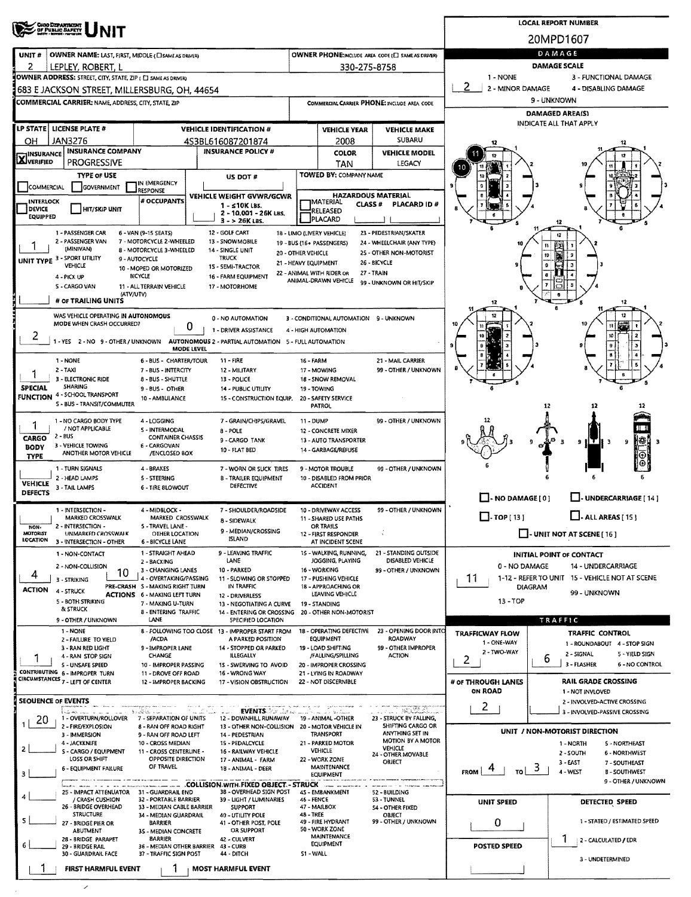# UNIT

**LOCAL REPORT NUMBER:** 20MPD1607

| UNIT # | OWNER NAME: LAST, FIRST, MIDDLE | OWNER PHONE |
|---|---|---|
| 2 | LEPLEY, ROBERT, L | 330-275-8758 |

**OWNER ADDRESS:** 683 E JACKSON STREET, MILLERSBURG, OH, 44654

**COMMERCIAL CARRIER:** NAME, ADDRESS, CITY, STATE, ZIP

**COMMERCIAL CARRIER PHONE:**

| LP STATE | LICENSE PLATE # | VEHICLE IDENTIFICATION # | VEHICLE YEAR | VEHICLE MAKE |
|---|---|---|---|---|
| OH | JAN3276 | 4S3BL616087201874 | 2008 | SUBARU |

| INSURANCE | INSURANCE COMPANY | INSURANCE POLICY # | COLOR | VEHICLE MODEL |
|---|---|---|---|---|
| X VERIFIED | PROGRESSIVE | | TAN | LEGACY |

**TYPE OF USE:** COMMERCIAL / GOVERNMENT / IN EMERGENCY RESPONSE

**US DOT #:**

**TOWED BY:** COMPANY NAME

**INTERLOCK DEVICE EQUIPPED** / **HIT/SKIP UNIT** / **# OCCUPANTS**

**VEHICLE WEIGHT GVWR/GCWR:** 1 - ≤10K LBS. 2 - 10,001 - 26K LBS. 3 - > 26K LBS.

**HAZARDOUS MATERIAL:** MATERIAL RELEASED / PLACARD — CLASS # — PLACARD ID #

**UNIT TYPE:** 1

1 - PASSENGER CAR, 2 - PASSENGER VAN (MINIVAN), 3 - SPORT UTILITY VEHICLE, 4 - PICK UP, 5 - CARGO VAN, 6 - VAN (9-15 SEATS), 7 - MOTORCYCLE 2-WHEELED, 8 - MOTORCYCLE 3-WHEELED, 9 - AUTOCYCLE, 10 - MOPED OR MOTORIZED BICYCLE, 11 - ALL TERRAIN VEHICLE (ATV/UTV), 12 - GOLF CART, 13 - SNOWMOBILE, 14 - SINGLE UNIT TRUCK, 15 - SEMI-TRACTOR, 16 - FARM EQUIPMENT, 17 - MOTORHOME, 18 - LIMO (LIVERY VEHICLE), 19 - BUS (16+ PASSENGERS), 20 - OTHER VEHICLE, 21 - HEAVY EQUIPMENT, 22 - ANIMAL WITH RIDER OR ANIMAL-DRAWN VEHICLE, 23 - PEDESTRIAN/SKATER, 24 - WHEELCHAIR (ANY TYPE), 25 - OTHER NON-MOTORIST, 26 - BICYCLE, 27 - TRAIN, 99 - UNKNOWN OR HIT/SKIP

**# OF TRAILING UNITS:**

**WAS VEHICLE OPERATING IN AUTONOMOUS MODE WHEN CRASH OCCURRED?** 2 (1 - YES, 2 - NO, 9 - OTHER / UNKNOWN)

**AUTONOMOUS MODE LEVEL:** 0 (0 - NO AUTOMATION, 1 - DRIVER ASSISTANCE, 2 - PARTIAL AUTOMATION, 3 - CONDITIONAL AUTOMATION, 4 - HIGH AUTOMATION, 5 - FULL AUTOMATION, 9 - UNKNOWN)

**SPECIAL FUNCTION:** 1

1 - NONE, 2 - TAXI, 3 - ELECTRONIC RIDE SHARING, 4 - SCHOOL TRANSPORT, 5 - BUS - TRANSIT/COMMUTER, 6 - BUS - CHARTER/TOUR, 7 - BUS - INTERCITY, 8 - BUS - SHUTTLE, 9 - BUS - OTHER, 10 - AMBULANCE, 11 - FIRE, 12 - MILITARY, 13 - POLICE, 14 - PUBLIC UTILITY, 15 - CONSTRUCTION EQUIP., 16 - FARM, 17 - MOWING, 18 - SNOW REMOVAL, 19 - TOWING, 20 - SAFETY SERVICE PATROL, 21 - MAIL CARRIER, 99 - OTHER / UNKNOWN

**CARGO BODY TYPE:** 1

1 - NO CARGO BODY TYPE / NOT APPLICABLE, 2 - BUS, 3 - VEHICLE TOWING ANOTHER MOTOR VEHICLE, 4 - LOGGING, 5 - INTERMODAL CONTAINER CHASSIS, 6 - CARGOVAN /ENCLOSED BOX, 7 - GRAIN/CHIPS/GRAVEL, 8 - POLE, 9 - CARGO TANK, 10 - FLAT BED, 11 - DUMP, 12 - CONCRETE MIXER, 13 - AUTO TRANSPORTER, 14 - GARBAGE/REFUSE, 99 - OTHER / UNKNOWN

**VEHICLE DEFECTS:**

1 - TURN SIGNALS, 2 - HEAD LAMPS, 3 - TAIL LAMPS, 4 - BRAKES, 5 - STEERING, 6 - TIRE BLOWOUT, 7 - WORN OR SLICK TIRES, 8 - TRAILER EQUIPMENT DEFECTIVE, 9 - MOTOR TROUBLE, 10 - DISABLED FROM PRIOR ACCIDENT, 99 - OTHER / UNKNOWN

**NON-MOTORIST LOCATION:**

1 - INTERSECTION - MARKED CROSSWALK, 2 - INTERSECTION - UNMARKED CROSSWALK, 3 - INTERSECTION - OTHER, 4 - MIDBLOCK - MARKED CROSSWALK, 5 - TRAVEL LANE - OTHER LOCATION, 6 - BICYCLE LANE, 7 - SHOULDER/ROADSIDE, 8 - SIDEWALK, 9 - MEDIAN/CROSSING ISLAND, 10 - DRIVEWAY ACCESS, 11 - SHARED USE PATHS OR TRAILS, 12 - FIRST RESPONDER AT INCIDENT SCENE, 99 - OTHER / UNKNOWN

**ACTION:** 4 — **PRE-CRASH ACTIONS:** 10

ACTION: 1 - NON-CONTACT, 2 - NON-COLLISION, 3 - STRIKING, 4 - STRUCK, 5 - BOTH STRIKING & STRUCK, 9 - OTHER / UNKNOWN

PRE-CRASH ACTIONS: 1 - STRAIGHT AHEAD, 2 - BACKING, 3 - CHANGING LANES, 4 - OVERTAKING/PASSING, 5 - MAKING RIGHT TURN, 6 - MAKING LEFT TURN, 7 - MAKING U-TURN, 8 - ENTERING TRAFFIC LANE, 9 - LEAVING TRAFFIC LANE, 10 - PARKED, 11 - SLOWING OR STOPPED IN TRAFFIC, 12 - DRIVERLESS, 13 - NEGOTIATING A CURVE, 14 - ENTERING OR CROSSING SPECIFIED LOCATION, 15 - WALKING, RUNNING, JOGGING, PLAYING, 16 - WORKING, 17 - PUSHING VEHICLE, 18 - APPROACHING OR LEAVING VEHICLE, 19 - STANDING, 20 - OTHER NON-MOTORIST, 21 - STANDING OUTSIDE DISABLED VEHICLE, 99 - OTHER / UNKNOWN

**CONTRIBUTING CIRCUMSTANCES:** 1

1 - NONE, 2 - FAILURE TO YIELD, 3 - RAN RED LIGHT, 4 - RAN STOP SIGN, 5 - UNSAFE SPEED, 6 - IMPROPER TURN, 7 - LEFT OF CENTER, 8 - FOLLOWING TOO CLOSE /ACDA, 9 - IMPROPER LANE CHANGE, 10 - IMPROPER PASSING, 11 - DROVE OFF ROAD, 12 - IMPROPER BACKING, 13 - IMPROPER START FROM A PARKED POSITION, 14 - STOPPED OR PARKED ILLEGALLY, 15 - SWERVING TO AVOID, 16 - WRONG WAY, 17 - VISION OBSTRUCTION, 18 - OPERATING DEFECTIVE EQUIPMENT, 19 - LOAD SHIFTING /FALLING/SPILLING, 20 - IMPROPER CROSSING, 21 - LYING IN ROADWAY, 22 - NOT DISCERNIBLE, 23 - OPENING DOOR INTO ROADWAY, 99 - OTHER IMPROPER ACTION

**SEQUENCE OF EVENTS:** 1: 20; 2: ; 3: ; 4: ; 5: ; 6:

EVENTS: 1 - OVERTURN/ROLLOVER, 2 - FIRE/EXPLOSION, 3 - IMMERSION, 4 - JACKKNIFE, 5 - CARGO / EQUIPMENT LOSS OR SHIFT, 6 - EQUIPMENT FAILURE, 7 - SEPARATION OF UNITS, 8 - RAN OFF ROAD RIGHT, 9 - RAN OFF ROAD LEFT, 10 - CROSS MEDIAN, 11 - CROSS CENTERLINE - OPPOSITE DIRECTION OF TRAVEL, 12 - DOWNHILL RUNAWAY, 13 - OTHER NON-COLLISION, 14 - PEDESTRIAN, 15 - PEDALCYCLE, 16 - RAILWAY VEHICLE, 17 - ANIMAL - FARM, 18 - ANIMAL - DEER, 19 - ANIMAL -OTHER, 20 - MOTOR VEHICLE IN TRANSPORT, 21 - PARKED MOTOR VEHICLE, 22 - WORK ZONE MAINTENANCE EQUIPMENT, 23 - STRUCK BY FALLING, SHIFTING CARGO OR ANYTHING SET IN MOTION BY A MOTOR VEHICLE, 24 - OTHER MOVABLE OBJECT

COLLISION WITH FIXED OBJECT - STRUCK: 25 - IMPACT ATTENUATOR / CRASH CUSHION, 26 - BRIDGE OVERHEAD STRUCTURE, 27 - BRIDGE PIER OR ABUTMENT, 28 - BRIDGE PARAPET, 29 - BRIDGE RAIL, 30 - GUARDRAIL FACE, 31 - GUARDRAIL END, 32 - PORTABLE BARRIER, 33 - MEDIAN CABLE BARRIER, 34 - MEDIAN GUARDRAIL BARRIER, 35 - MEDIAN CONCRETE BARRIER, 36 - MEDIAN OTHER BARRIER, 37 - TRAFFIC SIGN POST, 38 - OVERHEAD SIGN POST, 39 - LIGHT / LUMINARIES SUPPORT, 40 - UTILITY POLE, 41 - OTHER POST, POLE OR SUPPORT, 42 - CULVERT, 43 - CURB, 44 - DITCH, 45 - EMBANKMENT, 46 - FENCE, 47 - MAILBOX, 48 - TREE, 49 - FIRE HYDRANT, 50 - WORK ZONE MAINTENANCE EQUIPMENT, 51 - WALL, 52 - BUILDING, 53 - TUNNEL, 54 - OTHER FIXED OBJECT, 99 - OTHER / UNKNOWN

**FIRST HARMFUL EVENT:** 1 — **MOST HARMFUL EVENT:** 1

## DAMAGE

**DAMAGE SCALE:** 2 (1 - NONE, 2 - MINOR DAMAGE, 3 - FUNCTIONAL DAMAGE, 4 - DISABLING DAMAGE, 9 - UNKNOWN)

**DAMAGED AREA(S)** — INDICATE ALL THAT APPLY: 10, 11

- NO DAMAGE [0]
- UNDERCARRIAGE [14]
- TOP [13]
- ALL AREAS [15]
- UNIT NOT AT SCENE [16]

**INITIAL POINT OF CONTACT:** 11

0 - NO DAMAGE, 1-12 - REFER TO UNIT DIAGRAM, 13 - TOP, 14 - UNDERCARRIAGE, 15 - VEHICLE NOT AT SCENE, 99 - UNKNOWN

## TRAFFIC

**TRAFFICWAY FLOW:** 2 (1 - ONE-WAY, 2 - TWO-WAY)

**TRAFFIC CONTROL:** 6 (1 - ROUNDABOUT, 2 - SIGNAL, 3 - FLASHER, 4 - STOP SIGN, 5 - YIELD SIGN, 6 - NO CONTROL)

**# OF THROUGH LANES ON ROAD:** 2

**RAIL GRADE CROSSING:** 1 - NOT INVOLVED, 2 - INVOLVED-ACTIVE CROSSING, 3 - INVOLVED-PASSIVE CROSSING

**UNIT / NON-MOTORIST DIRECTION:** FROM 4 TO 3

1 - NORTH, 2 - SOUTH, 3 - EAST, 4 - WEST, 5 - NORTHEAST, 6 - NORTHWEST, 7 - SOUTHEAST, 8 - SOUTHWEST, 9 - OTHER / UNKNOWN

**UNIT SPEED:** 0

**DETECTED SPEED:** 1 (1 - STATED / ESTIMATED SPEED, 2 - CALCULATED / EDR, 3 - UNDETERMINED)

**POSTED SPEED:**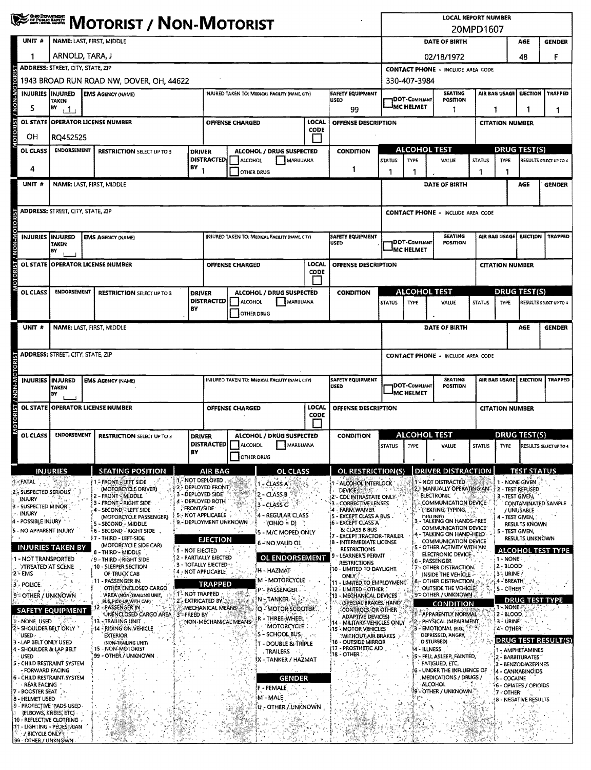# MOTORIST / NON-MOTORIST

**LOCAL REPORT NUMBER:** 20MPD1607

## Unit 1

| UNIT # | NAME: LAST, FIRST, MIDDLE | DATE OF BIRTH | AGE | GENDER |
|---|---|---|---|---|
| 1 | ARNOLD, TARA, J | 02/18/1972 | 48 | F |

| ADDRESS: STREET, CITY, STATE, ZIP | CONTACT PHONE - INCLUDE AREA CODE |
|---|---|
| 1943 BROAD RUN ROAD NW, DOVER, OH, 44622 | 330-407-3984 |

| INJURIES | INJURED TAKEN BY | EMS AGENCY (NAME) | INJURED TAKEN TO: MEDICAL FACILITY (NAME, CITY) | SAFETY EQUIPMENT USED | DOT-COMPLIANT MC HELMET | SEATING POSITION | AIR BAG USAGE | EJECTION | TRAPPED |
|---|---|---|---|---|---|---|---|---|---|
| 5 | 1 | | | 99 | | 1 | 1 | 1 | 1 |

| OL STATE | OPERATOR LICENSE NUMBER | OFFENSE CHARGED | LOCAL CODE | OFFENSE DESCRIPTION | CITATION NUMBER |
|---|---|---|---|---|---|
| OH | RQ452525 | | | | |

| OL CLASS | ENDORSEMENT | RESTRICTION SELECT UP TO 3 | DRIVER DISTRACTED BY | ALCOHOL / DRUG SUSPECTED | CONDITION | ALCOHOL TEST STATUS | ALCOHOL TEST TYPE | ALCOHOL TEST VALUE | DRUG TEST STATUS | DRUG TEST TYPE | DRUG TEST RESULTS SELECT UP TO 4 |
|---|---|---|---|---|---|---|---|---|---|---|---|
| 4 | | | 1 | ☐ ALCOHOL ☐ MARIJUANA ☐ OTHER DRUG | 1 | 1 | 1 | | 1 | 1 | |

## Unit (blank)

| UNIT # | NAME: LAST, FIRST, MIDDLE | DATE OF BIRTH | AGE | GENDER |
|---|---|---|---|---|
| | | | | |

| ADDRESS: STREET, CITY, STATE, ZIP | CONTACT PHONE - INCLUDE AREA CODE |
|---|---|
| | |

| INJURIES | INJURED TAKEN BY | EMS AGENCY (NAME) | INJURED TAKEN TO: MEDICAL FACILITY (NAME, CITY) | SAFETY EQUIPMENT USED | DOT-COMPLIANT MC HELMET | SEATING POSITION | AIR BAG USAGE | EJECTION | TRAPPED |
|---|---|---|---|---|---|---|---|---|---|
| | | | | | | | | | |

| OL STATE | OPERATOR LICENSE NUMBER | OFFENSE CHARGED | LOCAL CODE | OFFENSE DESCRIPTION | CITATION NUMBER |
|---|---|---|---|---|---|
| | | | | | |

| OL CLASS | ENDORSEMENT | RESTRICTION SELECT UP TO 3 | DRIVER DISTRACTED BY | ALCOHOL / DRUG SUSPECTED | CONDITION | ALCOHOL TEST STATUS | ALCOHOL TEST TYPE | ALCOHOL TEST VALUE | DRUG TEST STATUS | DRUG TEST TYPE | DRUG TEST RESULTS SELECT UP TO 4 |
|---|---|---|---|---|---|---|---|---|---|---|---|
| | | | | ☐ ALCOHOL ☐ MARIJUANA ☐ OTHER DRUG | | | | | | | |

## Unit (blank)

| UNIT # | NAME: LAST, FIRST, MIDDLE | DATE OF BIRTH | AGE | GENDER |
|---|---|---|---|---|
| | | | | |

| ADDRESS: STREET, CITY, STATE, ZIP | CONTACT PHONE - INCLUDE AREA CODE |
|---|---|
| | |

| INJURIES | INJURED TAKEN BY | EMS AGENCY (NAME) | INJURED TAKEN TO: MEDICAL FACILITY (NAME, CITY) | SAFETY EQUIPMENT USED | DOT-COMPLIANT MC HELMET | SEATING POSITION | AIR BAG USAGE | EJECTION | TRAPPED |
|---|---|---|---|---|---|---|---|---|---|
| | | | | | | | | | |

| OL STATE | OPERATOR LICENSE NUMBER | OFFENSE CHARGED | LOCAL CODE | OFFENSE DESCRIPTION | CITATION NUMBER |
|---|---|---|---|---|---|
| | | | | | |

| OL CLASS | ENDORSEMENT | RESTRICTION SELECT UP TO 3 | DRIVER DISTRACTED BY | ALCOHOL / DRUG SUSPECTED | CONDITION | ALCOHOL TEST STATUS | ALCOHOL TEST TYPE | ALCOHOL TEST VALUE | DRUG TEST STATUS | DRUG TEST TYPE | DRUG TEST RESULTS SELECT UP TO 4 |
|---|---|---|---|---|---|---|---|---|---|---|---|
| | | | | ☐ ALCOHOL ☐ MARIJUANA ☐ OTHER DRUG | | | | | | | |

## Codes

### INJURIES
1 - FATAL
2 - SUSPECTED SERIOUS INJURY
3 - SUSPECTED MINOR INJURY
4 - POSSIBLE INJURY
5 - NO APPARENT INJURY

### INJURIES TAKEN BY
1 - NOT TRANSPORTED /TREATED AT SCENE
2 - EMS
3 - POLICE
9 - OTHER / UNKNOWN

### SAFETY EQUIPMENT
1 - NONE USED
2 - SHOULDER BELT ONLY USED
3 - LAP BELT ONLY USED
4 - SHOULDER & LAP BELT USED
5 - CHILD RESTRAINT SYSTEM - FORWARD FACING
6 - CHILD RESTRAINT SYSTEM - REAR FACING
7 - BOOSTER SEAT
8 - HELMET USED
9 - PROTECTIVE PADS USED (ELBOWS, KNEES, ETC)
10 - REFLECTIVE CLOTHING
11 - LIGHTING - PEDESTRIAN / BICYCLE ONLY
99 - OTHER / UNKNOWN

### SEATING POSITION
1 - FRONT - LEFT SIDE (MOTORCYCLE DRIVER)
2 - FRONT - MIDDLE
3 - FRONT - RIGHT SIDE
4 - SECOND - LEFT SIDE (MOTORCYCLE PASSENGER)
5 - SECOND - MIDDLE
6 - SECOND - RIGHT SIDE
7 - THIRD - LEFT SIDE (MOTORCYCLE SIDE CAR)
8 - THIRD - MIDDLE
9 - THIRD - RIGHT SIDE
10 - SLEEPER SECTION OF TRUCK CAB
11 - PASSENGER IN OTHER ENCLOSED CARGO AREA (NON-TRAILING UNIT, BUS, PICK-UP WITH CAP)
12 - PASSENGER IN UNENCLOSED CARGO AREA
13 - TRAILING UNIT
14 - RIDING ON VEHICLE EXTERIOR (NON-TRAILING UNIT)
15 - NON-MOTORIST
99 - OTHER / UNKNOWN

### AIR BAG
1 - NOT DEPLOYED
2 - DEPLOYED FRONT
3 - DEPLOYED SIDE
4 - DEPLOYED BOTH FRONT/SIDE
5 - NOT APPLICABLE
9 - DEPLOYMENT UNKNOWN

### EJECTION
1 - NOT EJECTED
2 - PARTIALLY EJECTED
3 - TOTALLY EJECTED
4 - NOT APPLICABLE

### TRAPPED
1 - NOT TRAPPED
2 - EXTRICATED BY MECHANICAL MEANS
3 - FREED BY NON-MECHANICAL MEANS

### OL CLASS
1 - CLASS A
2 - CLASS B
3 - CLASS C
4 - REGULAR CLASS (OHIO = D)
5 - M/C MOPED ONLY
6 - NO VALID OL

### OL ENDORSEMENT
H - HAZMAT
M - MOTORCYCLE
P - PASSENGER
N - TANKER
Q - MOTOR SCOOTER
R - THREE-WHEEL MOTORCYCLE
S - SCHOOL BUS
T - DOUBLE & TRIPLE TRAILERS
X - TANKER / HAZMAT

### GENDER
F - FEMALE
M - MALE
U - OTHER / UNKNOWN

### OL RESTRICTION(S)
1 - ALCOHOL INTERLOCK DEVICE
2 - CDL INTRASTATE ONLY
3 - CORRECTIVE LENSES
4 - FARM WAIVER
5 - EXCEPT CLASS A BUS
6 - EXCEPT CLASS A & CLASS B BUS
7 - EXCEPT TRACTOR-TRAILER
8 - INTERMEDIATE LICENSE RESTRICTIONS
9 - LEARNER'S PERMIT RESTRICTIONS
10 - LIMITED TO DAYLIGHT ONLY
11 - LIMITED TO EMPLOYMENT
12 - LIMITED - OTHER
13 - MECHANICAL DEVICES (SPECIAL BRAKES, HAND CONTROLS, OR OTHER ADAPTIVE DEVICES)
14 - MILITARY VEHICLES ONLY
15 - MOTOR VEHICLES WITHOUT AIR BRAKES
16 - OUTSIDE MIRROR
17 - PROSTHETIC AID
18 - OTHER

### DRIVER DISTRACTION
1 - NOT DISTRACTED
2 - MANUALLY OPERATING AN ELECTRONIC COMMUNICATION DEVICE (TEXTING, TYPING, DIALING)
3 - TALKING ON HANDS-FREE COMMUNICATION DEVICE
4 - TALKING ON HAND-HELD COMMUNICATION DEVICE
5 - OTHER ACTIVITY WITH AN ELECTRONIC DEVICE
6 - PASSENGER
7 - OTHER DISTRACTION INSIDE THE VEHICLE
8 - OTHER DISTRACTION OUTSIDE THE VEHICLE
9 - OTHER / UNKNOWN

### CONDITION
1 - APPARENTLY NORMAL
2 - PHYSICAL IMPAIRMENT
3 - EMOTIONAL (E.G., DEPRESSED, ANGRY, DISTURBED)
4 - ILLNESS
5 - FELL ASLEEP, FAINTED, FATIGUED, ETC.
6 - UNDER THE INFLUENCE OF MEDICATIONS / DRUGS / ALCOHOL
9 - OTHER / UNKNOWN

### TEST STATUS
1 - NONE GIVEN
2 - TEST REFUSED
3 - TEST GIVEN, CONTAMINATED SAMPLE / UNUSABLE
4 - TEST GIVEN, RESULTS KNOWN
5 - TEST GIVEN, RESULTS UNKNOWN

### ALCOHOL TEST TYPE
1 - NONE
2 - BLOOD
3 - URINE
4 - BREATH
5 - OTHER

### DRUG TEST TYPE
1 - NONE
2 - BLOOD
3 - URINE
4 - OTHER

### DRUG TEST RESULT(S)
1 - AMPHETAMINES
2 - BARBITURATES
3 - BENZODIAZEPINES
4 - CANNABINOIDS
5 - COCAINE
6 - OPIATES / OPIOIDS
7 - OTHER
8 - NEGATIVE RESULTS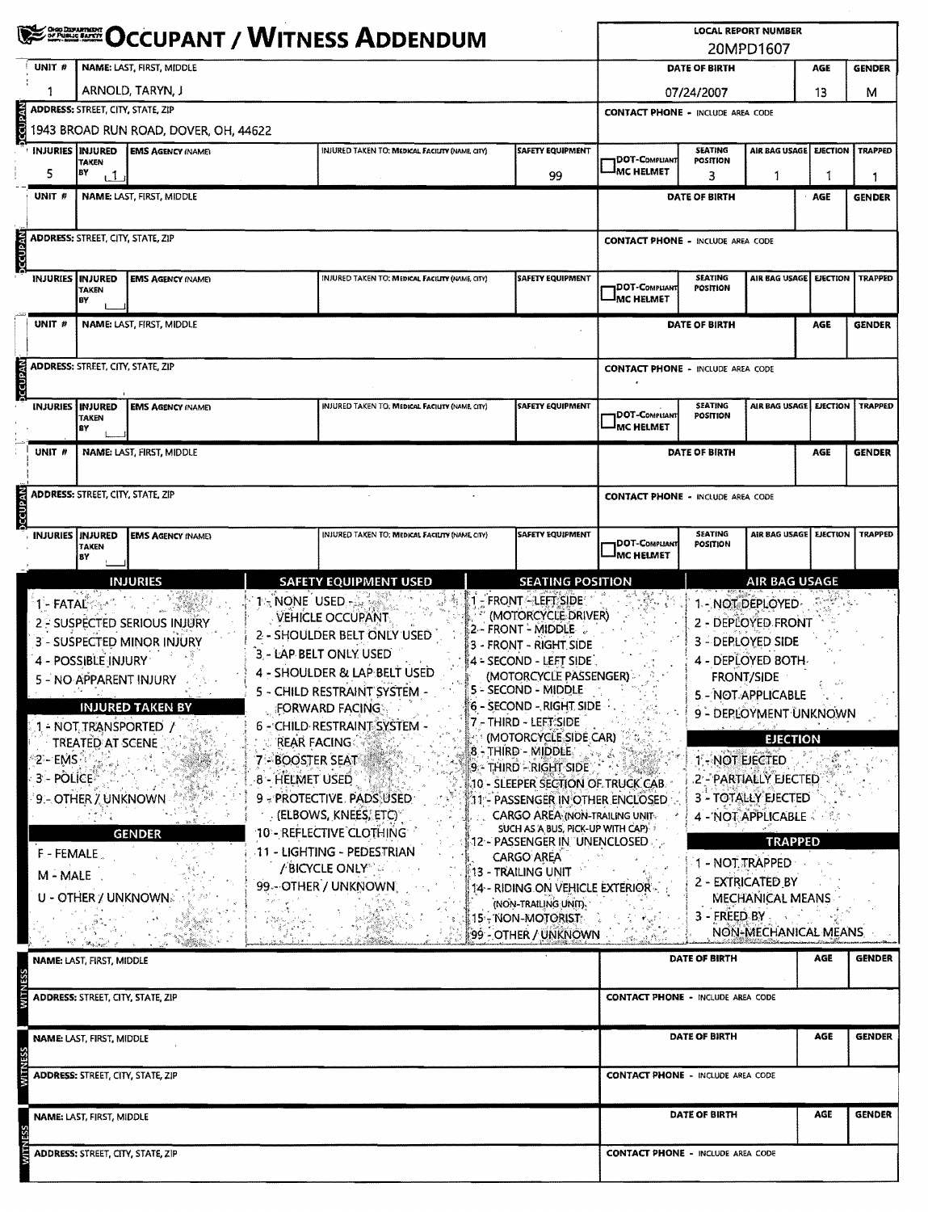# OCCUPANT / WITNESS ADDENDUM

**LOCAL REPORT NUMBER:** 20MPD1607

## OCCUPANT

| UNIT # | NAME: LAST, FIRST, MIDDLE | DATE OF BIRTH | AGE | GENDER |
|---|---|---|---|---|
| 1 | ARNOLD, TARYN, J | 07/24/2007 | 13 | M |

| ADDRESS: STREET, CITY, STATE, ZIP | CONTACT PHONE - INCLUDE AREA CODE |
|---|---|
| 1943 BROAD RUN ROAD, DOVER, OH, 44622 | |

| INJURIES | INJURED TAKEN BY | EMS AGENCY (NAME) | INJURED TAKEN TO: MEDICAL FACILITY (NAME, CITY) | SAFETY EQUIPMENT | DOT-COMPLIANT MC HELMET | SEATING POSITION | AIR BAG USAGE | EJECTION | TRAPPED |
|---|---|---|---|---|---|---|---|---|---|
| 5 | 1 | | | 99 | | 3 | 1 | 1 | 1 |

## OCCUPANT

| UNIT # | NAME: LAST, FIRST, MIDDLE | DATE OF BIRTH | AGE | GENDER |
|---|---|---|---|---|
| | | | | |

| ADDRESS: STREET, CITY, STATE, ZIP | CONTACT PHONE - INCLUDE AREA CODE |
|---|---|
| | |

| INJURIES | INJURED TAKEN BY | EMS AGENCY (NAME) | INJURED TAKEN TO: MEDICAL FACILITY (NAME, CITY) | SAFETY EQUIPMENT | DOT-COMPLIANT MC HELMET | SEATING POSITION | AIR BAG USAGE | EJECTION | TRAPPED |
|---|---|---|---|---|---|---|---|---|---|
| | | | | | | | | | |

## OCCUPANT

| UNIT # | NAME: LAST, FIRST, MIDDLE | DATE OF BIRTH | AGE | GENDER |
|---|---|---|---|---|
| | | | | |

| ADDRESS: STREET, CITY, STATE, ZIP | CONTACT PHONE - INCLUDE AREA CODE |
|---|---|
| | |

| INJURIES | INJURED TAKEN BY | EMS AGENCY (NAME) | INJURED TAKEN TO: MEDICAL FACILITY (NAME, CITY) | SAFETY EQUIPMENT | DOT-COMPLIANT MC HELMET | SEATING POSITION | AIR BAG USAGE | EJECTION | TRAPPED |
|---|---|---|---|---|---|---|---|---|---|
| | | | | | | | | | |

## OCCUPANT

| UNIT # | NAME: LAST, FIRST, MIDDLE | DATE OF BIRTH | AGE | GENDER |
|---|---|---|---|---|
| | | | | |

| ADDRESS: STREET, CITY, STATE, ZIP | CONTACT PHONE - INCLUDE AREA CODE |
|---|---|
| | |

| INJURIES | INJURED TAKEN BY | EMS AGENCY (NAME) | INJURED TAKEN TO: MEDICAL FACILITY (NAME, CITY) | SAFETY EQUIPMENT | DOT-COMPLIANT MC HELMET | SEATING POSITION | AIR BAG USAGE | EJECTION | TRAPPED |
|---|---|---|---|---|---|---|---|---|---|
| | | | | | | | | | |

### INJURIES
- 1 - FATAL
- 2 - SUSPECTED SERIOUS INJURY
- 3 - SUSPECTED MINOR INJURY
- 4 - POSSIBLE INJURY
- 5 - NO APPARENT INJURY

### INJURED TAKEN BY
- 1 - NOT TRANSPORTED / TREATED AT SCENE
- 2 - EMS
- 3 - POLICE
- 9 - OTHER / UNKNOWN

### GENDER
- F - FEMALE
- M - MALE
- U - OTHER / UNKNOWN

### SAFETY EQUIPMENT USED
- 1 - NONE USED - VEHICLE OCCUPANT
- 2 - SHOULDER BELT ONLY USED
- 3 - LAP BELT ONLY USED
- 4 - SHOULDER & LAP BELT USED
- 5 - CHILD RESTRAINT SYSTEM - FORWARD FACING
- 6 - CHILD RESTRAINT SYSTEM - REAR FACING
- 7 - BOOSTER SEAT
- 8 - HELMET USED
- 9 - PROTECTIVE PADS USED (ELBOWS, KNEES, ETC)
- 10 - REFLECTIVE CLOTHING
- 11 - LIGHTING - PEDESTRIAN / BICYCLE ONLY
- 99 - OTHER / UNKNOWN

### SEATING POSITION
- 1 - FRONT - LEFT SIDE (MOTORCYCLE DRIVER)
- 2 - FRONT - MIDDLE
- 3 - FRONT - RIGHT SIDE
- 4 - SECOND - LEFT SIDE (MOTORCYCLE PASSENGER)
- 5 - SECOND - MIDDLE
- 6 - SECOND - RIGHT SIDE
- 7 - THIRD - LEFT SIDE (MOTORCYCLE SIDE CAR)
- 8 - THIRD - MIDDLE
- 9 - THIRD - RIGHT SIDE
- 10 - SLEEPER SECTION OF TRUCK CAB
- 11 - PASSENGER IN OTHER ENCLOSED CARGO AREA (NON-TRAILING UNIT SUCH AS A BUS, PICK-UP WITH CAP)
- 12 - PASSENGER IN UNENCLOSED CARGO AREA
- 13 - TRAILING UNIT
- 14 - RIDING ON VEHICLE EXTERIOR (NON-TRAILING UNIT)
- 15 - NON-MOTORIST
- 99 - OTHER / UNKNOWN

### AIR BAG USAGE
- 1 - NOT DEPLOYED
- 2 - DEPLOYED FRONT
- 3 - DEPLOYED SIDE
- 4 - DEPLOYED BOTH FRONT/SIDE
- 5 - NOT APPLICABLE
- 9 - DEPLOYMENT UNKNOWN

### EJECTION
- 1 - NOT EJECTED
- 2 - PARTIALLY EJECTED
- 3 - TOTALLY EJECTED
- 4 - NOT APPLICABLE

### TRAPPED
- 1 - NOT TRAPPED
- 2 - EXTRICATED BY MECHANICAL MEANS
- 3 - FREED BY NON-MECHANICAL MEANS

## WITNESS

| NAME: LAST, FIRST, MIDDLE | DATE OF BIRTH | AGE | GENDER |
|---|---|---|---|
| | | | |

| ADDRESS: STREET, CITY, STATE, ZIP | CONTACT PHONE - INCLUDE AREA CODE |
|---|---|
| | |

## WITNESS

| NAME: LAST, FIRST, MIDDLE | DATE OF BIRTH | AGE | GENDER |
|---|---|---|---|
| | | | |

| ADDRESS: STREET, CITY, STATE, ZIP | CONTACT PHONE - INCLUDE AREA CODE |
|---|---|
| | |

## WITNESS

| NAME: LAST, FIRST, MIDDLE | DATE OF BIRTH | AGE | GENDER |
|---|---|---|---|
| | | | |

| ADDRESS: STREET, CITY, STATE, ZIP | CONTACT PHONE - INCLUDE AREA CODE |
|---|---|
| | |